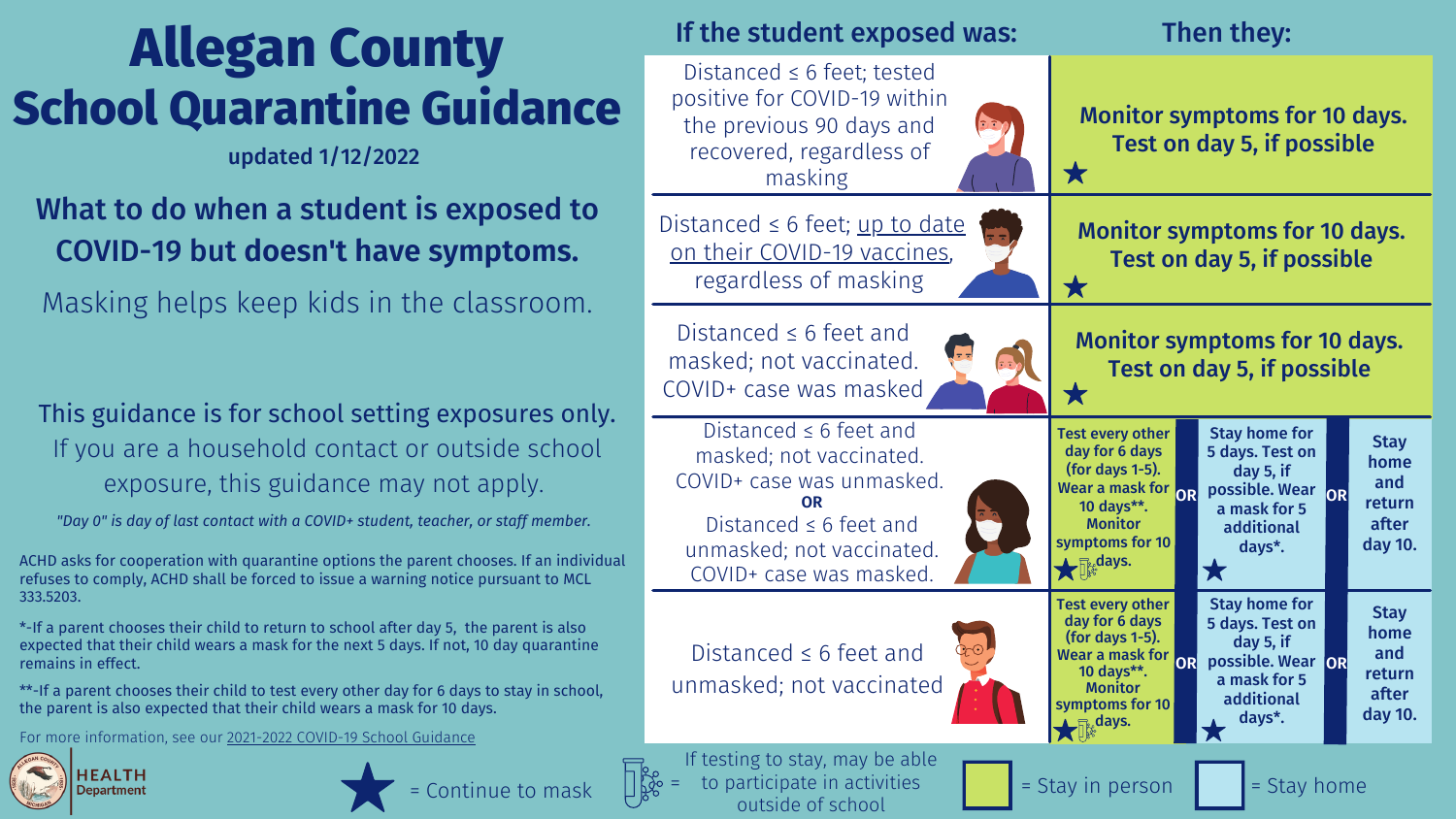# Allegan County School Quarantine Guidance

**updated 1/12/2022**

## What to do when a student is exposed to COVID-19 but doesn't have symptoms.

Masking helps keep kids in the classroom.

This guidance is for school setting exposures only. If you are a household contact or outside school exposure, this guidance may not apply.

*"Day 0" is day of last contact with a COVID+ student, teacher, or staff member.*

ACHD asks for cooperation with quarantine options the parent chooses. If an individual refuses to comply, ACHD shall be forced to issue a warning notice pursuant to MCL 333.5203.

*-If a parent chooses their child to return to school after day 5, the parent is also expected that their child wears a mask for the next 5 days. If not, 10 day quarantine remains in effect.

**-If a parent chooses their child to test every other day for 6 days to stay in school, the parent is also expected that their child wears a mask for 10 days.

For more information, see our 2021-2022 COVID-19 School Guidance

| If the student exposed was: | Then they: | | | | |
|---|---|---|---|---|---|
| Distanced ≤ 6 feet; tested positive for COVID-19 within the previous 90 days and recovered, regardless of masking | **Monitor symptoms for 10 days. Test on day 5, if possible** ★ | | | | |
| Distanced ≤ 6 feet; up to date on their COVID-19 vaccines, regardless of masking | **Monitor symptoms for 10 days. Test on day 5, if possible** ★ | | | | |
| Distanced ≤ 6 feet and masked; not vaccinated. COVID+ case was masked | **Monitor symptoms for 10 days. Test on day 5, if possible** ★ | | | | |
| Distanced ≤ 6 feet and masked; not vaccinated. COVID+ case was unmasked. **OR** Distanced ≤ 6 feet and unmasked; not vaccinated. COVID+ case was masked. | **Test every other day for 6 days (for days 1-5). Wear a mask for 10 days\*\*. Monitor symptoms for 10 days.** ★ 🧪 | **OR** | **Stay home for 5 days. Test on day 5, if possible. Wear a mask for 5 additional days\*.** ★ | **OR** | **Stay home and return after day 10.** |
| Distanced ≤ 6 feet and unmasked; not vaccinated | **Test every other day for 6 days (for days 1-5). Wear a mask for 10 days\*\*. Monitor symptoms for 10 days.** ★ 🧪 | **OR** | **Stay home for 5 days. Test on day 5, if possible. Wear a mask for 5 additional days\*.** ★ | **OR** | **Stay home and return after day 10.** |

★ = Continue to mask

🧪 = If testing to stay, may be able to participate in activities outside of school

Green = Stay in person

Light blue = Stay home

HEALTH Department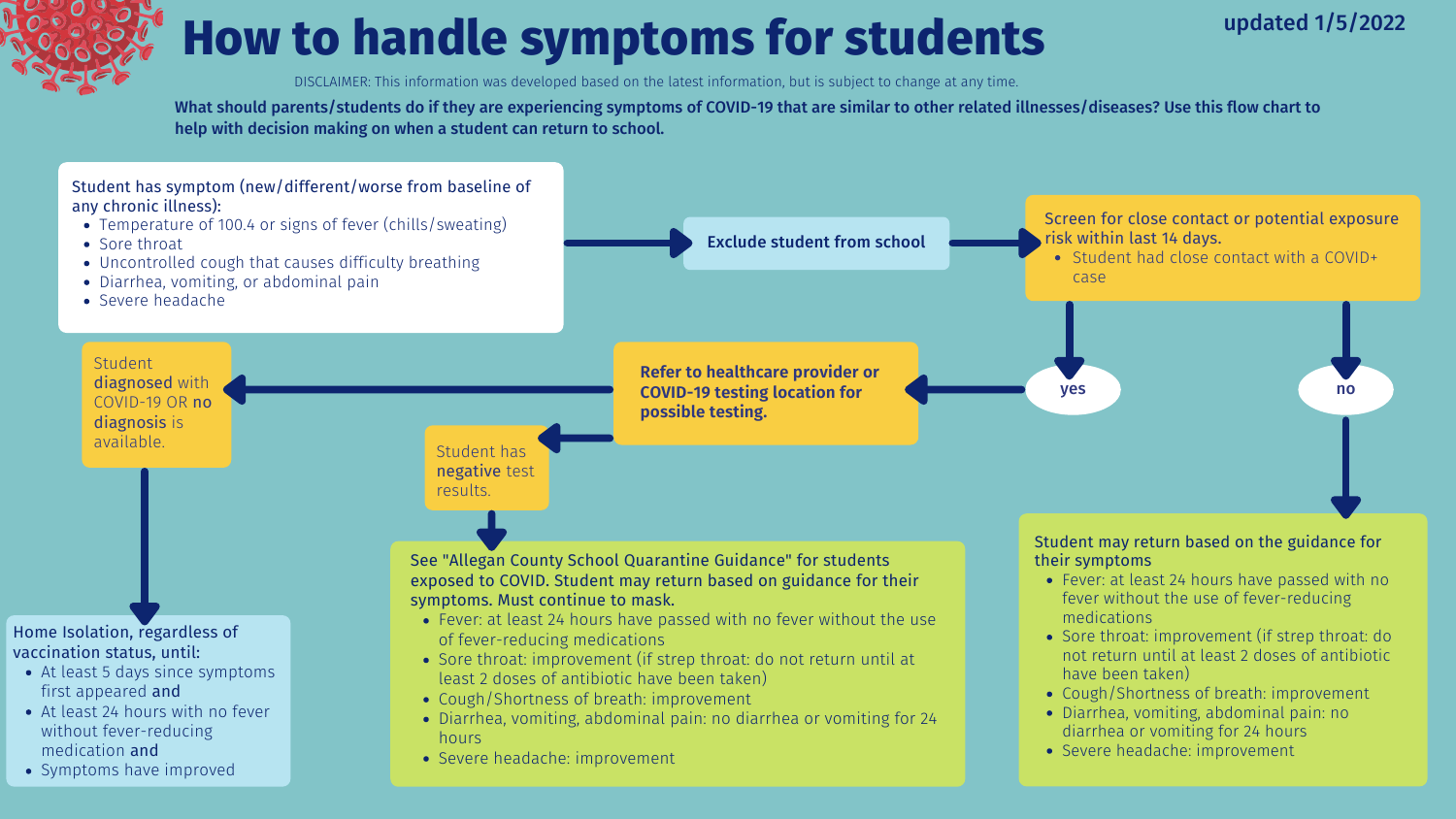# How to handle symptoms for students

updated 1/5/2022

DISCLAIMER: This information was developed based on the latest information, but is subject to change at any time.

**What should parents/students do if they are experiencing symptoms of COVID-19 that are similar to other related illnesses/diseases? Use this flow chart to help with decision making on when a student can return to school.**

Student has symptom (new/different/worse from baseline of any chronic illness):

- Temperature of 100.4 or signs of fever (chills/sweating)
- Sore throat
- Uncontrolled cough that causes difficulty breathing
- Diarrhea, vomiting, or abdominal pain
- Severe headache

**Exclude student from school**

Screen for close contact or potential exposure risk within last 14 days.

- Student had close contact with a COVID+ case

**yes**

**Refer to healthcare provider or COVID-19 testing location for possible testing.**

Student **diagnosed** with COVID-19 OR **no diagnosis** is available.

Home Isolation, regardless of vaccination status, until:

- At least 5 days since symptoms first appeared **and**
- At least 24 hours with no fever without fever-reducing medication **and**
- Symptoms have improved

Student has **negative** test results.

See "Allegan County School Quarantine Guidance" for students exposed to COVID. Student may return based on guidance for their symptoms. Must continue to mask.

- Fever: at least 24 hours have passed with no fever without the use of fever-reducing medications
- Sore throat: improvement (if strep throat: do not return until at least 2 doses of antibiotic have been taken)
- Cough/Shortness of breath: improvement
- Diarrhea, vomiting, abdominal pain: no diarrhea or vomiting for 24 hours
- Severe headache: improvement

**no**

Student may return based on the guidance for their symptoms

- Fever: at least 24 hours have passed with no fever without the use of fever-reducing medications
- Sore throat: improvement (if strep throat: do not return until at least 2 doses of antibiotic have been taken)
- Cough/Shortness of breath: improvement
- Diarrhea, vomiting, abdominal pain: no diarrhea or vomiting for 24 hours
- Severe headache: improvement